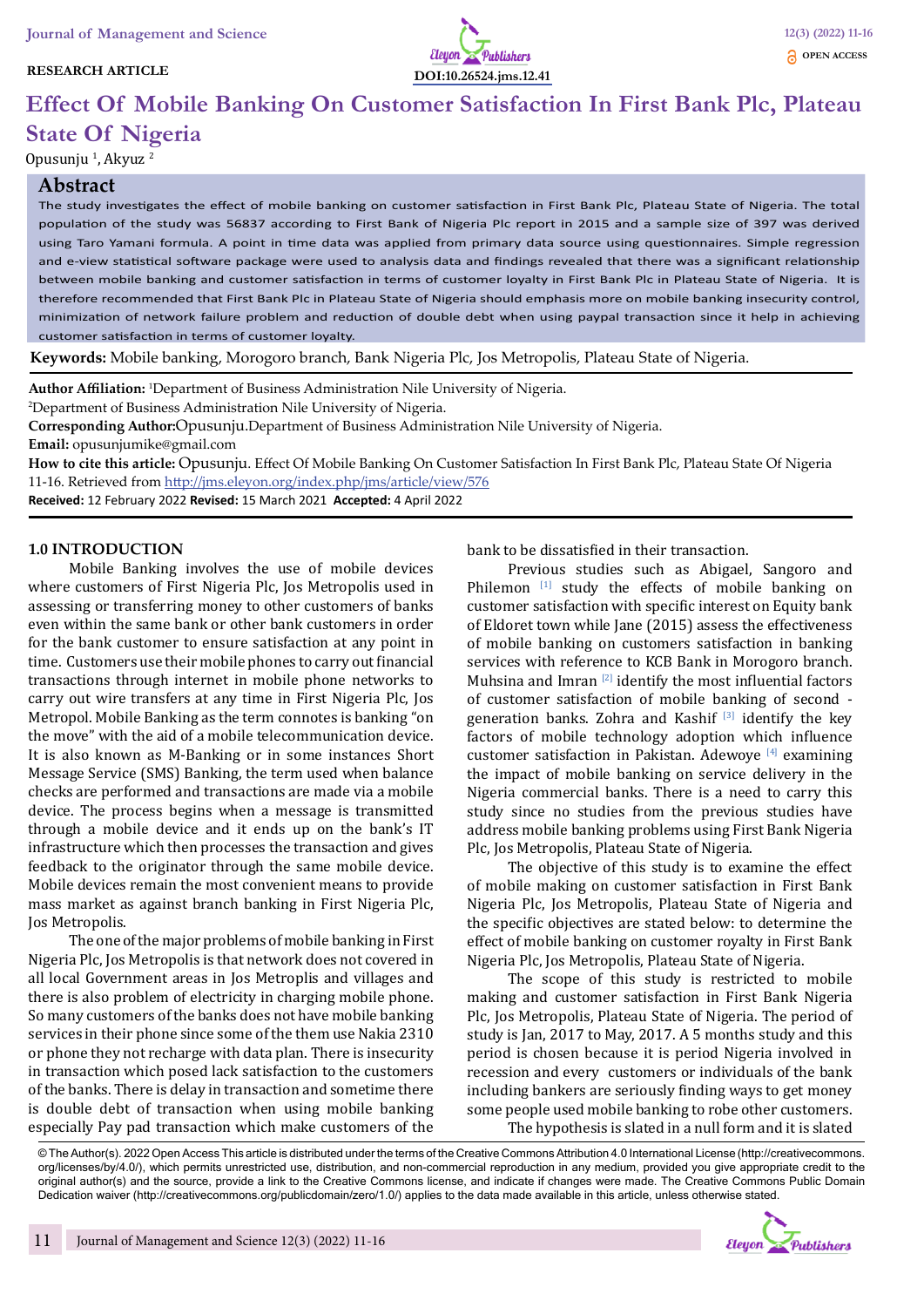RESEARCH ARTICLE

DOI:10.26524.jms.12.41

OPEN ACCESS

# Effect Of Mobile Banking On Customer Satisfaction In First Bank Plc, Plateau State Of Nigeria

Opusunju [1], Akyuz [2]

## Abstract

The study investigates the effect of mobile banking on customer satisfaction in First Bank Plc, Plateau State of Nigeria. The total population of the study was 56837 according to First Bank of Nigeria Plc report in 2015 and a sample size of 397 was derived using Taro Yamani formula. A point in time data was applied from primary data source using questionnaires. Simple regression and e-view statistical software package were used to analysis data and findings revealed that there was a significant relationship between mobile banking and customer satisfaction in terms of customer loyalty in First Bank Plc in Plateau State of Nigeria. It is therefore recommended that First Bank Plc in Plateau State of Nigeria should emphasis more on mobile banking insecurity control, minimization of network failure problem and reduction of double debt when using paypal transaction since it help in achieving customer satisfaction in terms of customer loyalty.

**Keywords:** Mobile banking, Morogoro branch, Bank Nigeria Plc, Jos Metropolis, Plateau State of Nigeria.

**Author Affiliation:** [1]Department of Business Administration Nile University of Nigeria.

[2]Department of Business Administration Nile University of Nigeria.

**Corresponding Author:** Opusunju.Department of Business Administration Nile University of Nigeria.

**Email:** opusunjumike@gmail.com

**How to cite this article:** Opusunju. Effect Of Mobile Banking On Customer Satisfaction In First Bank Plc, Plateau State Of Nigeria 11-16. Retrieved from http://jms.eleyon.org/index.php/jms/article/view/576

**Received:** 12 February 2022 **Revised:** 15 March 2021 **Accepted:** 4 April 2022

## 1.0 INTRODUCTION

Mobile Banking involves the use of mobile devices where customers of First Nigeria Plc, Jos Metropolis used in assessing or transferring money to other customers of banks even within the same bank or other bank customers in order for the bank customer to ensure satisfaction at any point in time. Customers use their mobile phones to carry out financial transactions through internet in mobile phone networks to carry out wire transfers at any time in First Nigeria Plc, Jos Metropol. Mobile Banking as the term connotes is banking "on the move" with the aid of a mobile telecommunication device. It is also known as M-Banking or in some instances Short Message Service (SMS) Banking, the term used when balance checks are performed and transactions are made via a mobile device. The process begins when a message is transmitted through a mobile device and it ends up on the bank's IT infrastructure which then processes the transaction and gives feedback to the originator through the same mobile device. Mobile devices remain the most convenient means to provide mass market as against branch banking in First Nigeria Plc, Jos Metropolis.

The one of the major problems of mobile banking in First Nigeria Plc, Jos Metropolis is that network does not covered in all local Government areas in Jos Metroplis and villages and there is also problem of electricity in charging mobile phone. So many customers of the banks does not have mobile banking services in their phone since some of the them use Nakia 2310 or phone they not recharge with data plan. There is insecurity in transaction which posed lack satisfaction to the customers of the banks. There is delay in transaction and sometime there is double debt of transaction when using mobile banking especially Pay pad transaction which make customers of the bank to be dissatisfied in their transaction.

Previous studies such as Abigael, Sangoro and Philemon [1] study the effects of mobile banking on customer satisfaction with specific interest on Equity bank of Eldoret town while Jane (2015) assess the effectiveness of mobile banking on customers satisfaction in banking services with reference to KCB Bank in Morogoro branch. Muhsina and Imran [2] identify the most influential factors of customer satisfaction of mobile banking of second - generation banks. Zohra and Kashif [3] identify the key factors of mobile technology adoption which influence customer satisfaction in Pakistan. Adewoye [4] examining the impact of mobile banking on service delivery in the Nigeria commercial banks. There is a need to carry this study since no studies from the previous studies have address mobile banking problems using First Bank Nigeria Plc, Jos Metropolis, Plateau State of Nigeria.

The objective of this study is to examine the effect of mobile making on customer satisfaction in First Bank Nigeria Plc, Jos Metropolis, Plateau State of Nigeria and the specific objectives are stated below: to determine the effect of mobile banking on customer royalty in First Bank Nigeria Plc, Jos Metropolis, Plateau State of Nigeria.

The scope of this study is restricted to mobile making and customer satisfaction in First Bank Nigeria Plc, Jos Metropolis, Plateau State of Nigeria. The period of study is Jan, 2017 to May, 2017. A 5 months study and this period is chosen because it is period Nigeria involved in recession and every customers or individuals of the bank including bankers are seriously finding ways to get money some people used mobile banking to robe other customers.

The hypothesis is slated in a null form and it is slated

© The Author(s). 2022 Open Access This article is distributed under the terms of the Creative Commons Attribution 4.0 International License (http://creativecommons.org/licenses/by/4.0/), which permits unrestricted use, distribution, and non-commercial reproduction in any medium, provided you give appropriate credit to the original author(s) and the source, provide a link to the Creative Commons license, and indicate if changes were made. The Creative Commons Public Domain Dedication waiver (http://creativecommons.org/publicdomain/zero/1.0/) applies to the data made available in this article, unless otherwise stated.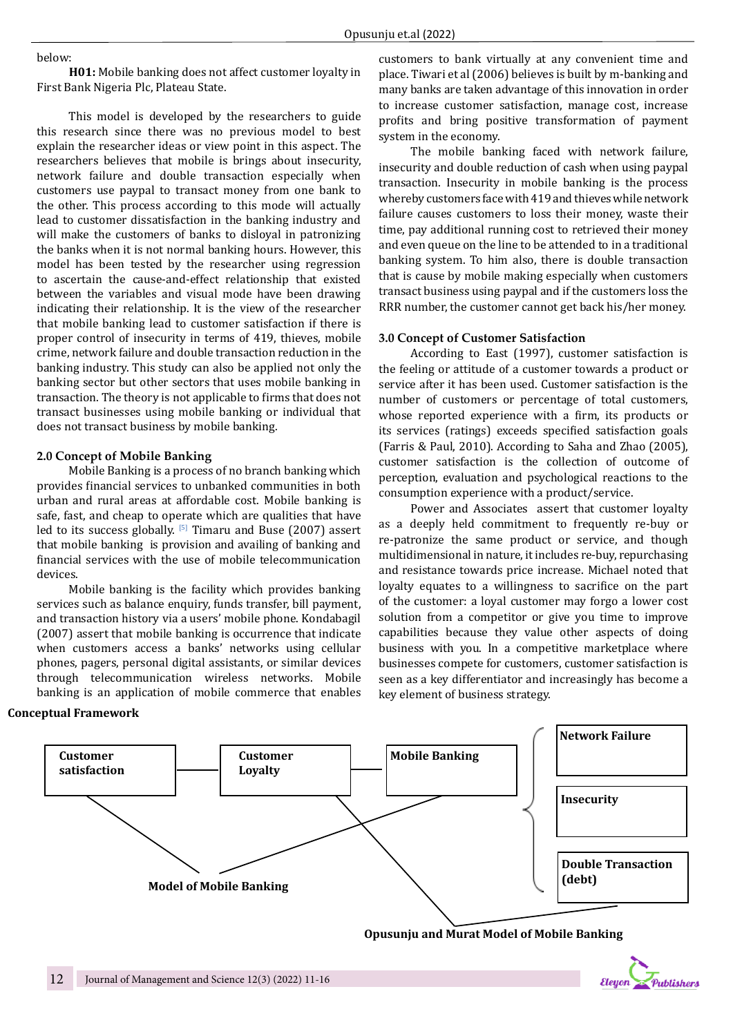below:

**H01:** Mobile banking does not affect customer loyalty in First Bank Nigeria Plc, Plateau State.

This model is developed by the researchers to guide this research since there was no previous model to best explain the researcher ideas or view point in this aspect. The researchers believes that mobile is brings about insecurity, network failure and double transaction especially when customers use paypal to transact money from one bank to the other. This process according to this mode will actually lead to customer dissatisfaction in the banking industry and will make the customers of banks to disloyal in patronizing the banks when it is not normal banking hours. However, this model has been tested by the researcher using regression to ascertain the cause-and-effect relationship that existed between the variables and visual mode have been drawing indicating their relationship. It is the view of the researcher that mobile banking lead to customer satisfaction if there is proper control of insecurity in terms of 419, thieves, mobile crime, network failure and double transaction reduction in the banking industry. This study can also be applied not only the banking sector but other sectors that uses mobile banking in transaction. The theory is not applicable to firms that does not transact businesses using mobile banking or individual that does not transact business by mobile banking.

## 2.0 Concept of Mobile Banking

Mobile Banking is a process of no branch banking which provides financial services to unbanked communities in both urban and rural areas at affordable cost. Mobile banking is safe, fast, and cheap to operate which are qualities that have led to its success globally. [5] Timaru and Buse (2007) assert that mobile banking is provision and availing of banking and financial services with the use of mobile telecommunication devices.

Mobile banking is the facility which provides banking services such as balance enquiry, funds transfer, bill payment, and transaction history via a users' mobile phone. Kondabagil (2007) assert that mobile banking is occurrence that indicate when customers access a banks' networks using cellular phones, pagers, personal digital assistants, or similar devices through telecommunication wireless networks. Mobile banking is an application of mobile commerce that enables customers to bank virtually at any convenient time and place. Tiwari et al (2006) believes is built by m-banking and many banks are taken advantage of this innovation in order to increase customer satisfaction, manage cost, increase profits and bring positive transformation of payment system in the economy.

The mobile banking faced with network failure, insecurity and double reduction of cash when using paypal transaction. Insecurity in mobile banking is the process whereby customers face with 419 and thieves while network failure causes customers to loss their money, waste their time, pay additional running cost to retrieved their money and even queue on the line to be attended to in a traditional banking system. To him also, there is double transaction that is cause by mobile making especially when customers transact business using paypal and if the customers loss the RRR number, the customer cannot get back his/her money.

## 3.0 Concept of Customer Satisfaction

According to East (1997), customer satisfaction is the feeling or attitude of a customer towards a product or service after it has been used. Customer satisfaction is the number of customers or percentage of total customers, whose reported experience with a firm, its products or its services (ratings) exceeds specified satisfaction goals (Farris & Paul, 2010). According to Saha and Zhao (2005), customer satisfaction is the collection of outcome of perception, evaluation and psychological reactions to the consumption experience with a product/service.

Power and Associates assert that customer loyalty as a deeply held commitment to frequently re-buy or re-patronize the same product or service, and though multidimensional in nature, it includes re-buy, repurchasing and resistance towards price increase. Michael noted that loyalty equates to a willingness to sacrifice on the part of the customer: a loyal customer may forgo a lower cost solution from a competitor or give you time to improve capabilities because they value other aspects of doing business with you. In a competitive marketplace where businesses compete for customers, customer satisfaction is seen as a key differentiator and increasingly has become a key element of business strategy.

**Conceptual Framework**

Customer satisfaction — Customer Loyalty — Mobile Banking { Network Failure; Insecurity; Double Transaction (debt) }

**Model of Mobile Banking**

**Opusunju and Murat Model of Mobile Banking**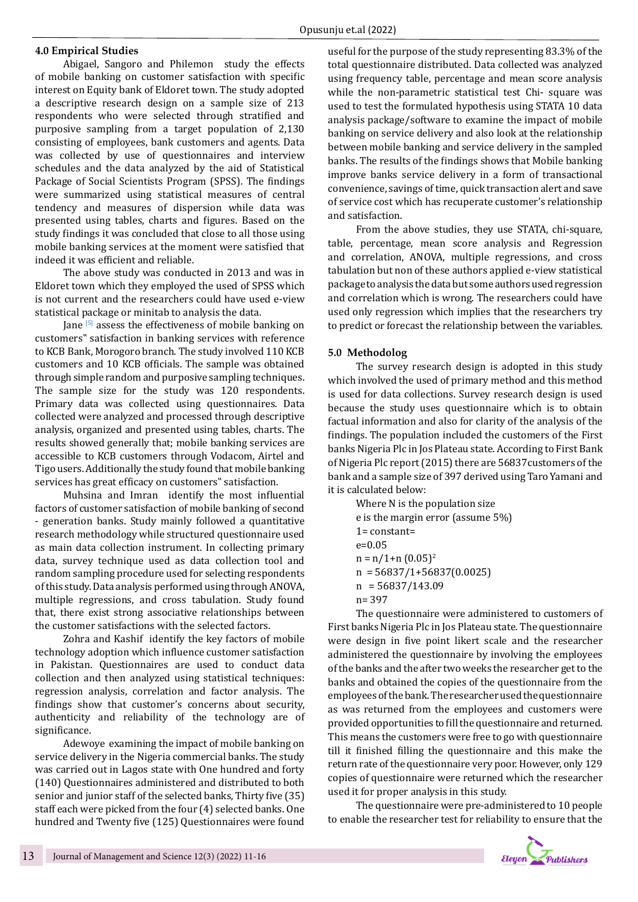### 4.0 Empirical Studies

Abigael, Sangoro and Philemon study the effects of mobile banking on customer satisfaction with specific interest on Equity bank of Eldoret town. The study adopted a descriptive research design on a sample size of 213 respondents who were selected through stratified and purposive sampling from a target population of 2,130 consisting of employees, bank customers and agents. Data was collected by use of questionnaires and interview schedules and the data analyzed by the aid of Statistical Package of Social Scientists Program (SPSS). The findings were summarized using statistical measures of central tendency and measures of dispersion while data was presented using tables, charts and figures. Based on the study findings it was concluded that close to all those using mobile banking services at the moment were satisfied that indeed it was efficient and reliable.

The above study was conducted in 2013 and was in Eldoret town which they employed the used of SPSS which is not current and the researchers could have used e-view statistical package or minitab to analysis the data.

Jane [5] assess the effectiveness of mobile banking on customers‟ satisfaction in banking services with reference to KCB Bank, Morogoro branch. The study involved 110 KCB customers and 10 KCB officials. The sample was obtained through simple random and purposive sampling techniques. The sample size for the study was 120 respondents. Primary data was collected using questionnaires. Data collected were analyzed and processed through descriptive analysis, organized and presented using tables, charts. The results showed generally that; mobile banking services are accessible to KCB customers through Vodacom, Airtel and Tigo users. Additionally the study found that mobile banking services has great efficacy on customers‟ satisfaction.

Muhsina and Imran identify the most influential factors of customer satisfaction of mobile banking of second - generation banks. Study mainly followed a quantitative research methodology while structured questionnaire used as main data collection instrument. In collecting primary data, survey technique used as data collection tool and random sampling procedure used for selecting respondents of this study. Data analysis performed using through ANOVA, multiple regressions, and cross tabulation. Study found that, there exist strong associative relationships between the customer satisfactions with the selected factors.

Zohra and Kashif identify the key factors of mobile technology adoption which influence customer satisfaction in Pakistan. Questionnaires are used to conduct data collection and then analyzed using statistical techniques: regression analysis, correlation and factor analysis. The findings show that customer's concerns about security, authenticity and reliability of the technology are of significance.

Adewoye examining the impact of mobile banking on service delivery in the Nigeria commercial banks. The study was carried out in Lagos state with One hundred and forty (140) Questionnaires administered and distributed to both senior and junior staff of the selected banks, Thirty five (35) staff each were picked from the four (4) selected banks. One hundred and Twenty five (125) Questionnaires were found useful for the purpose of the study representing 83.3% of the total questionnaire distributed. Data collected was analyzed using frequency table, percentage and mean score analysis while the non-parametric statistical test Chi- square was used to test the formulated hypothesis using STATA 10 data analysis package/software to examine the impact of mobile banking on service delivery and also look at the relationship between mobile banking and service delivery in the sampled banks. The results of the findings shows that Mobile banking improve banks service delivery in a form of transactional convenience, savings of time, quick transaction alert and save of service cost which has recuperate customer's relationship and satisfaction.

From the above studies, they use STATA, chi-square, table, percentage, mean score analysis and Regression and correlation, ANOVA, multiple regressions, and cross tabulation but non of these authors applied e-view statistical package to analysis the data but some authors used regression and correlation which is wrong. The researchers could have used only regression which implies that the researchers try to predict or forecast the relationship between the variables.

### 5.0 Methodolog

The survey research design is adopted in this study which involved the used of primary method and this method is used for data collections. Survey research design is used because the study uses questionnaire which is to obtain factual information and also for clarity of the analysis of the findings. The population included the customers of the First banks Nigeria Plc in Jos Plateau state. According to First Bank of Nigeria Plc report (2015) there are 56837customers of the bank and a sample size of 397 derived using Taro Yamani and it is calculated below:

Where N is the population size

e is the margin error (assume 5%)

1= constant=

e=0.05

$n = n/1+n\ (0.05)^2$

$n = 56837/1+56837(0.0025)$

$n = 56837/143.09$

n= 397

The questionnaire were administered to customers of First banks Nigeria Plc in Jos Plateau state. The questionnaire were design in five point likert scale and the researcher administered the questionnaire by involving the employees of the banks and the after two weeks the researcher get to the banks and obtained the copies of the questionnaire from the employees of the bank. The researcher used the questionnaire as was returned from the employees and customers were provided opportunities to fill the questionnaire and returned. This means the customers were free to go with questionnaire till it finished filling the questionnaire and this make the return rate of the questionnaire very poor. However, only 129 copies of questionnaire were returned which the researcher used it for proper analysis in this study.

The questionnaire were pre-administered to 10 people to enable the researcher test for reliability to ensure that the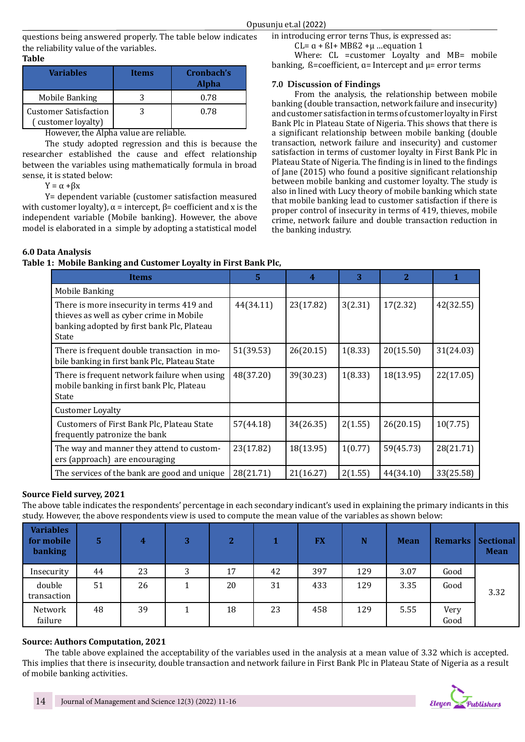questions being answered properly. The table below indicates the reliability value of the variables.

**Table**

| Variables | Items | Cronbach's Alpha |
|---|---|---|
| Mobile Banking | 3 | 0.78 |
| Customer Satisfaction ( customer loyalty) | 3 | 0.78 |

However, the Alpha value are reliable.

The study adopted regression and this is because the researcher established the cause and effect relationship between the variables using mathematically formula in broad sense, it is stated below:

$Y = \alpha + \beta x$

Y= dependent variable (customer satisfaction measured with customer loyalty), α = intercept, β= coefficient and x is the independent variable (Mobile banking). However, the above model is elaborated in a simple by adopting a statistical model in introducing error terns Thus, is expressed as:

CL= α + ßI+ MBß2 +μ ...equation 1

Where: CL =customer Loyalty and MB= mobile banking, ß=coefficient, α= Intercept and μ= error terms

## 7.0 Discussion of Findings

From the analysis, the relationship between mobile banking (double transaction, network failure and insecurity) and customer satisfaction in terms of customer loyalty in First Bank Plc in Plateau State of Nigeria. This shows that there is a significant relationship between mobile banking (double transaction, network failure and insecurity) and customer satisfaction in terms of customer loyalty in First Bank Plc in Plateau State of Nigeria. The finding is in lined to the findings of Jane (2015) who found a positive significant relationship between mobile banking and customer loyalty. The study is also in lined with Lucy theory of mobile banking which state that mobile banking lead to customer satisfaction if there is proper control of insecurity in terms of 419, thieves, mobile crime, network failure and double transaction reduction in the banking industry.

## 6.0 Data Analysis

**Table 1: Mobile Banking and Customer Loyalty in First Bank Plc,**

| Items | 5 | 4 | 3 | 2 | 1 |
|---|---|---|---|---|---|
| Mobile Banking | | | | | |
| There is more insecurity in terms 419 and thieves as well as cyber crime in Mobile banking adopted by first bank Plc, Plateau State | 44(34.11) | 23(17.82) | 3(2.31) | 17(2.32) | 42(32.55) |
| There is frequent double transaction in mobile banking in first bank Plc, Plateau State | 51(39.53) | 26(20.15) | 1(8.33) | 20(15.50) | 31(24.03) |
| There is frequent network failure when using mobile banking in first bank Plc, Plateau State | 48(37.20) | 39(30.23) | 1(8.33) | 18(13.95) | 22(17.05) |
| Customer Loyalty | | | | | |
| Customers of First Bank Plc, Plateau State frequently patronize the bank | 57(44.18) | 34(26.35) | 2(1.55) | 26(20.15) | 10(7.75) |
| The way and manner they attend to customers (approach) are encouraging | 23(17.82) | 18(13.95) | 1(0.77) | 59(45.73) | 28(21.71) |
| The services of the bank are good and unique | 28(21.71) | 21(16.27) | 2(1.55) | 44(34.10) | 33(25.58) |

**Source Field survey, 2021**

The above table indicates the respondents' percentage in each secondary indicant's used in explaining the primary indicants in this study. However, the above respondents view is used to compute the mean value of the variables as shown below:

| Variables for mobile banking | 5 | 4 | 3 | 2 | 1 | FX | N | Mean | Remarks | Sectional Mean |
|---|---|---|---|---|---|---|---|---|---|---|
| Insecurity | 44 | 23 | 3 | 17 | 42 | 397 | 129 | 3.07 | Good | 3.32 |
| double transaction | 51 | 26 | 1 | 20 | 31 | 433 | 129 | 3.35 | Good | |
| Network failure | 48 | 39 | 1 | 18 | 23 | 458 | 129 | 5.55 | Very Good | |

**Source: Authors Computation, 2021**

The table above explained the acceptability of the variables used in the analysis at a mean value of 3.32 which is accepted. This implies that there is insecurity, double transaction and network failure in First Bank Plc in Plateau State of Nigeria as a result of mobile banking activities.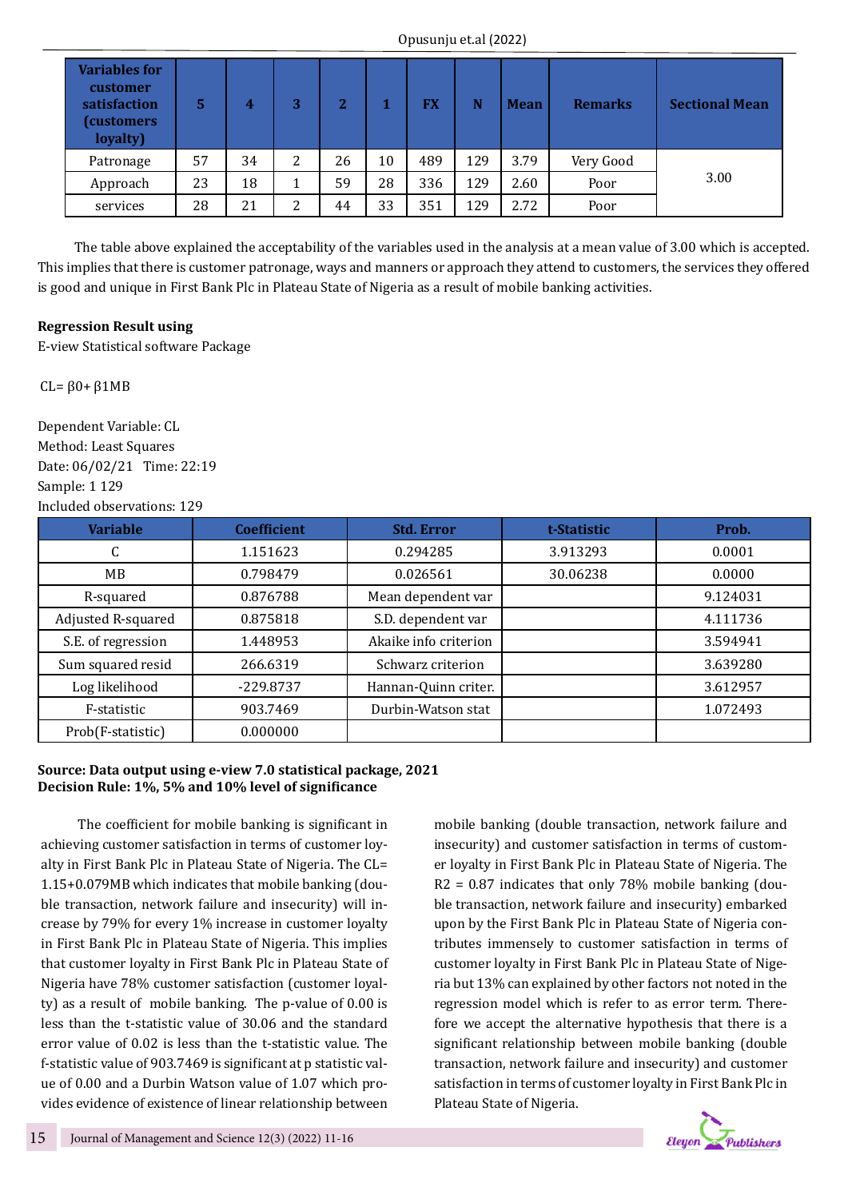| Variables for customer satisfaction (customers loyalty) | 5 | 4 | 3 | 2 | 1 | FX | N | Mean | Remarks | Sectional Mean |
|---|---|---|---|---|---|---|---|---|---|---|
| Patronage | 57 | 34 | 2 | 26 | 10 | 489 | 129 | 3.79 | Very Good | 3.00 |
| Approach | 23 | 18 | 1 | 59 | 28 | 336 | 129 | 2.60 | Poor | |
| services | 28 | 21 | 2 | 44 | 33 | 351 | 129 | 2.72 | Poor | |

The table above explained the acceptability of the variables used in the analysis at a mean value of 3.00 which is accepted. This implies that there is customer patronage, ways and manners or approach they attend to customers, the services they offered is good and unique in First Bank Plc in Plateau State of Nigeria as a result of mobile banking activities.

**Regression Result using**

E-view Statistical software Package

$CL= \beta 0+ \beta 1MB$

Dependent Variable: CL

Method: Least Squares

Date: 06/02/21 Time: 22:19

Sample: 1 129

Included observations: 129

| Variable | Coefficient | Std. Error | t-Statistic | Prob. |
|---|---|---|---|---|
| C | 1.151623 | 0.294285 | 3.913293 | 0.0001 |
| MB | 0.798479 | 0.026561 | 30.06238 | 0.0000 |
| R-squared | 0.876788 | Mean dependent var | | 9.124031 |
| Adjusted R-squared | 0.875818 | S.D. dependent var | | 4.111736 |
| S.E. of regression | 1.448953 | Akaike info criterion | | 3.594941 |
| Sum squared resid | 266.6319 | Schwarz criterion | | 3.639280 |
| Log likelihood | -229.8737 | Hannan-Quinn criter. | | 3.612957 |
| F-statistic | 903.7469 | Durbin-Watson stat | | 1.072493 |
| Prob(F-statistic) | 0.000000 | | | |

**Source: Data output using e-view 7.0 statistical package, 2021**
**Decision Rule: 1%, 5% and 10% level of significance**

The coefficient for mobile banking is significant in achieving customer satisfaction in terms of customer loyalty in First Bank Plc in Plateau State of Nigeria. The CL= 1.15+0.079MB which indicates that mobile banking (double transaction, network failure and insecurity) will increase by 79% for every 1% increase in customer loyalty in First Bank Plc in Plateau State of Nigeria. This implies that customer loyalty in First Bank Plc in Plateau State of Nigeria have 78% customer satisfaction (customer loyalty) as a result of mobile banking. The p-value of 0.00 is less than the t-statistic value of 30.06 and the standard error value of 0.02 is less than the t-statistic value. The f-statistic value of 903.7469 is significant at p statistic value of 0.00 and a Durbin Watson value of 1.07 which provides evidence of existence of linear relationship between mobile banking (double transaction, network failure and insecurity) and customer satisfaction in terms of customer loyalty in First Bank Plc in Plateau State of Nigeria. The R2 = 0.87 indicates that only 78% mobile banking (double transaction, network failure and insecurity) embarked upon by the First Bank Plc in Plateau State of Nigeria contributes immensely to customer satisfaction in terms of customer loyalty in First Bank Plc in Plateau State of Nigeria but 13% can explained by other factors not noted in the regression model which is refer to as error term. Therefore we accept the alternative hypothesis that there is a significant relationship between mobile banking (double transaction, network failure and insecurity) and customer satisfaction in terms of customer loyalty in First Bank Plc in Plateau State of Nigeria.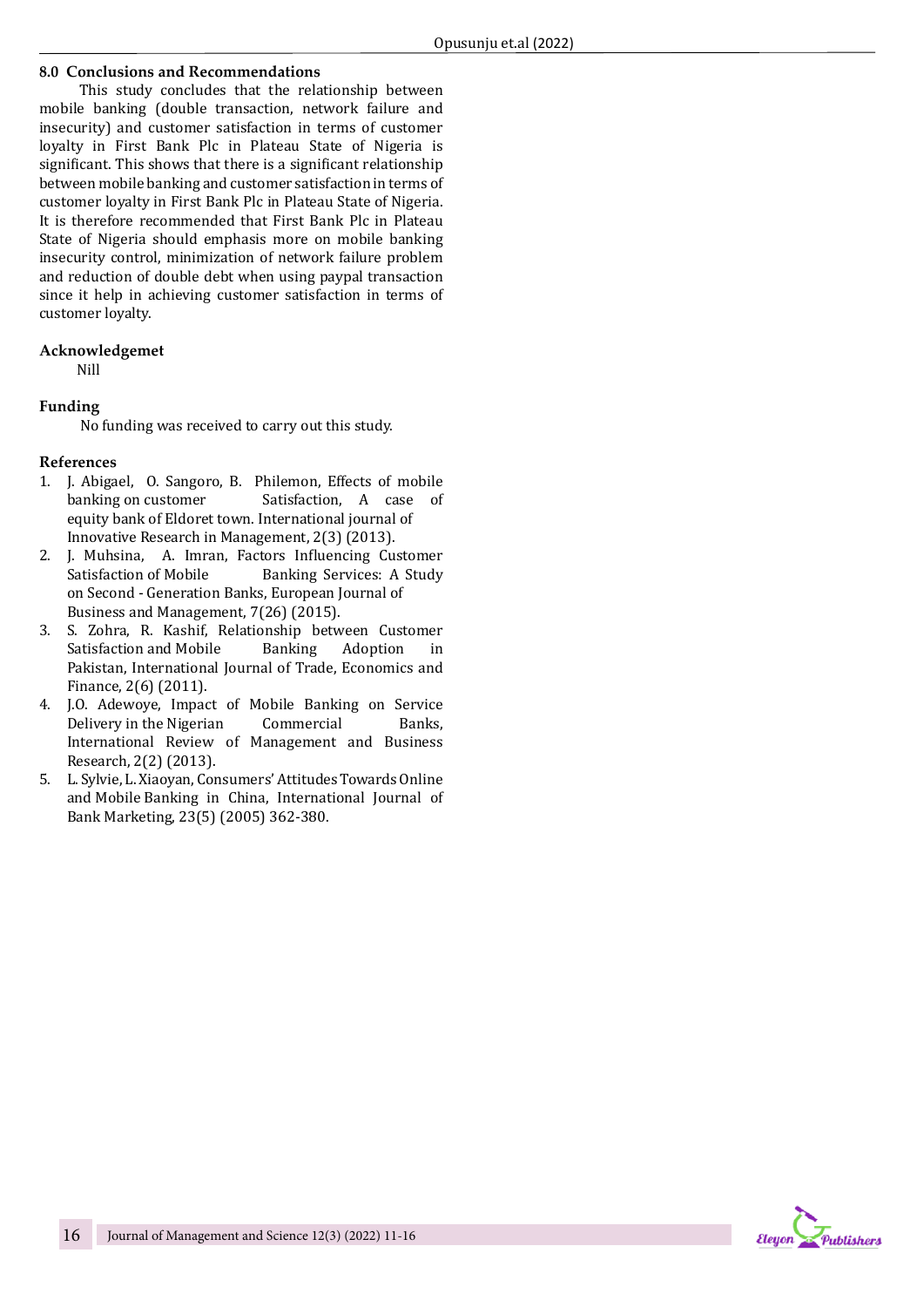## 8.0 Conclusions and Recommendations

This study concludes that the relationship between mobile banking (double transaction, network failure and insecurity) and customer satisfaction in terms of customer loyalty in First Bank Plc in Plateau State of Nigeria is significant. This shows that there is a significant relationship between mobile banking and customer satisfaction in terms of customer loyalty in First Bank Plc in Plateau State of Nigeria. It is therefore recommended that First Bank Plc in Plateau State of Nigeria should emphasis more on mobile banking insecurity control, minimization of network failure problem and reduction of double debt when using paypal transaction since it help in achieving customer satisfaction in terms of customer loyalty.

## Acknowledgemet

Nill

## Funding

No funding was received to carry out this study.

## References

1. J. Abigael, O. Sangoro, B. Philemon, Effects of mobile banking on customer Satisfaction, A case of equity bank of Eldoret town. International journal of Innovative Research in Management, 2(3) (2013).
2. J. Muhsina, A. Imran, Factors Influencing Customer Satisfaction of Mobile Banking Services: A Study on Second - Generation Banks, European Journal of Business and Management, 7(26) (2015).
3. S. Zohra, R. Kashif, Relationship between Customer Satisfaction and Mobile Banking Adoption in Pakistan, International Journal of Trade, Economics and Finance, 2(6) (2011).
4. J.O. Adewoye, Impact of Mobile Banking on Service Delivery in the Nigerian Commercial Banks, International Review of Management and Business Research, 2(2) (2013).
5. L. Sylvie, L. Xiaoyan, Consumers' Attitudes Towards Online and Mobile Banking in China, International Journal of Bank Marketing, 23(5) (2005) 362-380.